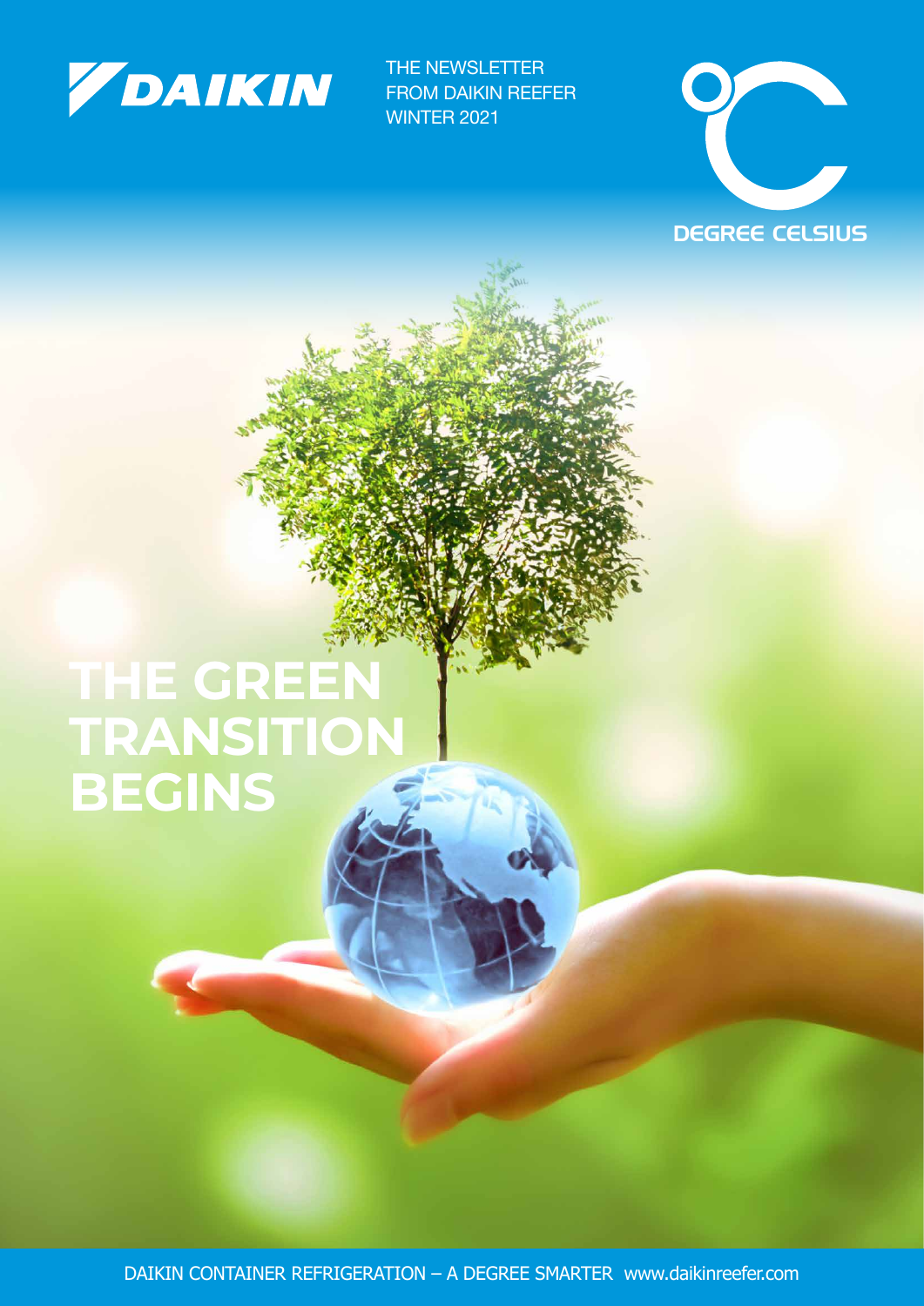DAIKIN

THE NEWSLETTER
FROM DAIKIN REEFER
WINTER 2021

DEGREE CELSIUS

# THE GREEN TRANSITION BEGINS

DAIKIN CONTAINER REFRIGERATION – A DEGREE SMARTER www.daikinreefer.com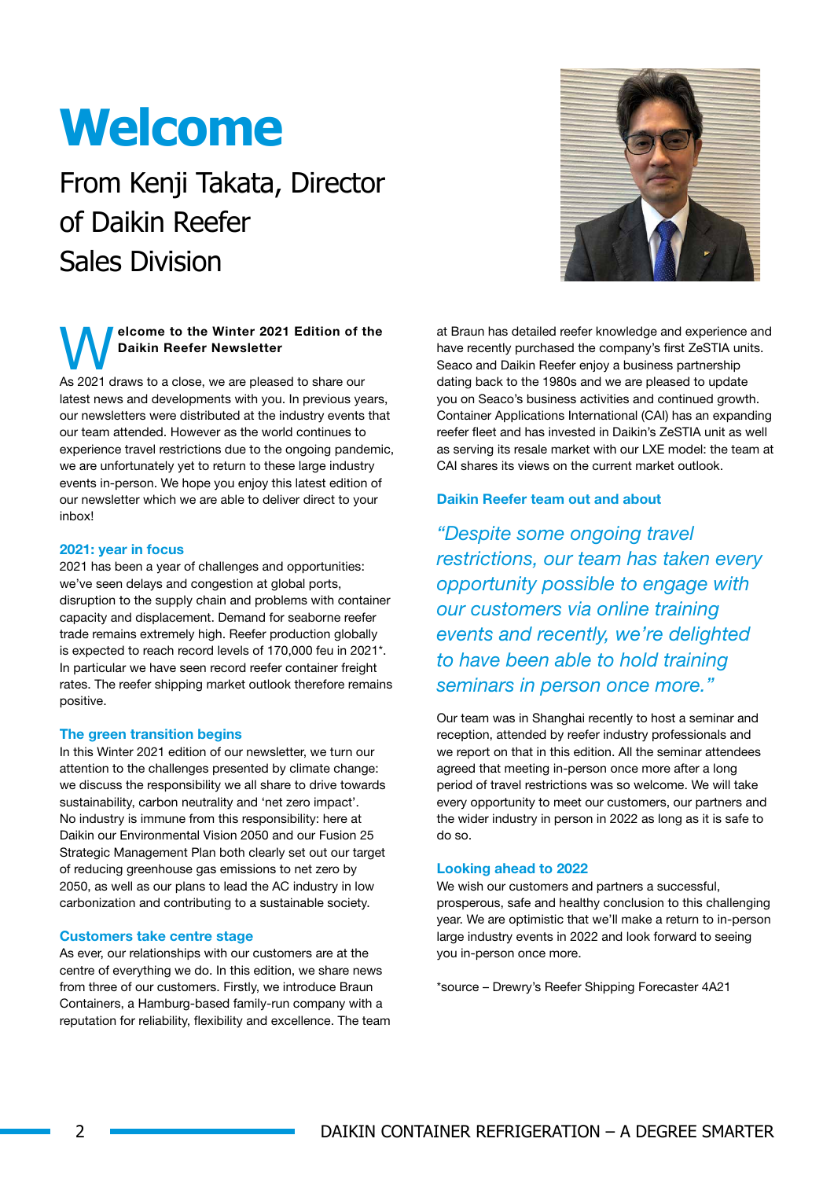# Welcome

## From Kenji Takata, Director of Daikin Reefer Sales Division

**Welcome to the Winter 2021 Edition of the Daikin Reefer Newsletter**

As 2021 draws to a close, we are pleased to share our latest news and developments with you. In previous years, our newsletters were distributed at the industry events that our team attended. However as the world continues to experience travel restrictions due to the ongoing pandemic, we are unfortunately yet to return to these large industry events in-person. We hope you enjoy this latest edition of our newsletter which we are able to deliver direct to your inbox!

### 2021: year in focus

2021 has been a year of challenges and opportunities: we've seen delays and congestion at global ports, disruption to the supply chain and problems with container capacity and displacement. Demand for seaborne reefer trade remains extremely high. Reefer production globally is expected to reach record levels of 170,000 feu in 2021*. In particular we have seen record reefer container freight rates. The reefer shipping market outlook therefore remains positive.

### The green transition begins

In this Winter 2021 edition of our newsletter, we turn our attention to the challenges presented by climate change: we discuss the responsibility we all share to drive towards sustainability, carbon neutrality and 'net zero impact'. No industry is immune from this responsibility: here at Daikin our Environmental Vision 2050 and our Fusion 25 Strategic Management Plan both clearly set out our target of reducing greenhouse gas emissions to net zero by 2050, as well as our plans to lead the AC industry in low carbonization and contributing to a sustainable society.

### Customers take centre stage

As ever, our relationships with our customers are at the centre of everything we do. In this edition, we share news from three of our customers. Firstly, we introduce Braun Containers, a Hamburg-based family-run company with a reputation for reliability, flexibility and excellence. The team at Braun has detailed reefer knowledge and experience and have recently purchased the company's first ZeSTIA units. Seaco and Daikin Reefer enjoy a business partnership dating back to the 1980s and we are pleased to update you on Seaco's business activities and continued growth. Container Applications International (CAI) has an expanding reefer fleet and has invested in Daikin's ZeSTIA unit as well as serving its resale market with our LXE model: the team at CAI shares its views on the current market outlook.

### Daikin Reefer team out and about

*"Despite some ongoing travel restrictions, our team has taken every opportunity possible to engage with our customers via online training events and recently, we're delighted to have been able to hold training seminars in person once more."*

Our team was in Shanghai recently to host a seminar and reception, attended by reefer industry professionals and we report on that in this edition. All the seminar attendees agreed that meeting in-person once more after a long period of travel restrictions was so welcome. We will take every opportunity to meet our customers, our partners and the wider industry in person in 2022 as long as it is safe to do so.

### Looking ahead to 2022

We wish our customers and partners a successful, prosperous, safe and healthy conclusion to this challenging year. We are optimistic that we'll make a return to in-person large industry events in 2022 and look forward to seeing you in-person once more.

*source – Drewry's Reefer Shipping Forecaster 4A21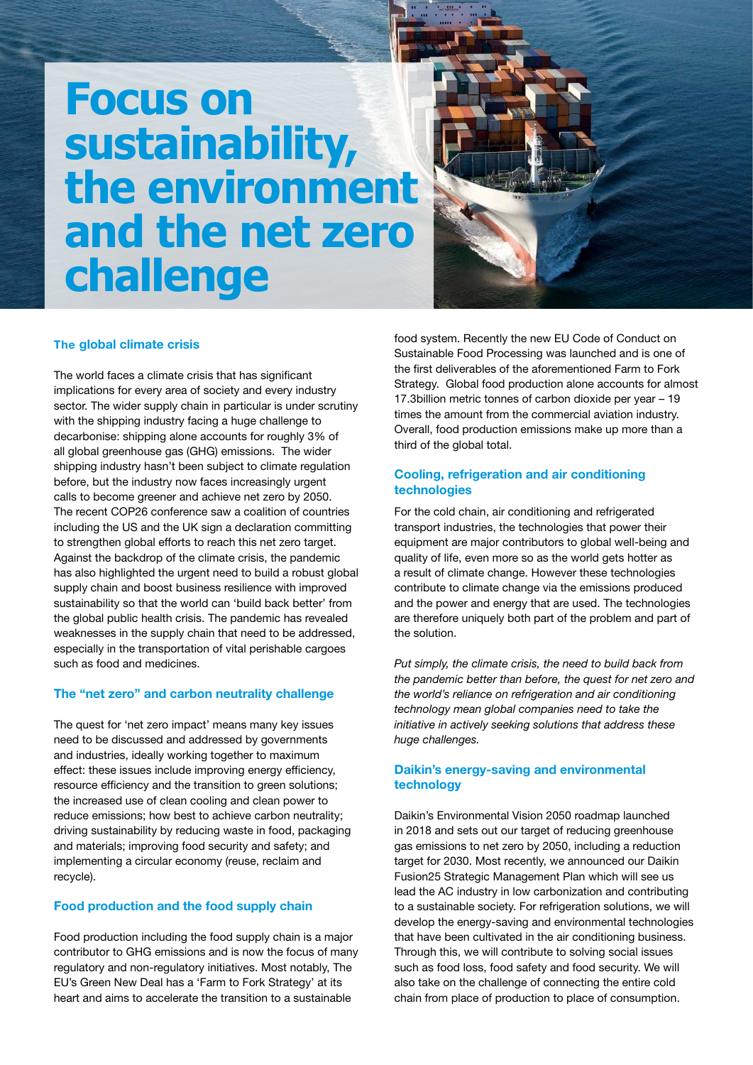# Focus on sustainability, the environment and the net zero challenge

## The global climate crisis

The world faces a climate crisis that has significant implications for every area of society and every industry sector. The wider supply chain in particular is under scrutiny with the shipping industry facing a huge challenge to decarbonise: shipping alone accounts for roughly 3% of all global greenhouse gas (GHG) emissions. The wider shipping industry hasn't been subject to climate regulation before, but the industry now faces increasingly urgent calls to become greener and achieve net zero by 2050. The recent COP26 conference saw a coalition of countries including the US and the UK sign a declaration committing to strengthen global efforts to reach this net zero target. Against the backdrop of the climate crisis, the pandemic has also highlighted the urgent need to build a robust global supply chain and boost business resilience with improved sustainability so that the world can 'build back better' from the global public health crisis. The pandemic has revealed weaknesses in the supply chain that need to be addressed, especially in the transportation of vital perishable cargoes such as food and medicines.

## The "net zero" and carbon neutrality challenge

The quest for 'net zero impact' means many key issues need to be discussed and addressed by governments and industries, ideally working together to maximum effect: these issues include improving energy efficiency, resource efficiency and the transition to green solutions; the increased use of clean cooling and clean power to reduce emissions; how best to achieve carbon neutrality; driving sustainability by reducing waste in food, packaging and materials; improving food security and safety; and implementing a circular economy (reuse, reclaim and recycle).

## Food production and the food supply chain

Food production including the food supply chain is a major contributor to GHG emissions and is now the focus of many regulatory and non-regulatory initiatives. Most notably, The EU's Green New Deal has a 'Farm to Fork Strategy' at its heart and aims to accelerate the transition to a sustainable food system. Recently the new EU Code of Conduct on Sustainable Food Processing was launched and is one of the first deliverables of the aforementioned Farm to Fork Strategy. Global food production alone accounts for almost 17.3billion metric tonnes of carbon dioxide per year – 19 times the amount from the commercial aviation industry. Overall, food production emissions make up more than a third of the global total.

## Cooling, refrigeration and air conditioning technologies

For the cold chain, air conditioning and refrigerated transport industries, the technologies that power their equipment are major contributors to global well-being and quality of life, even more so as the world gets hotter as a result of climate change. However these technologies contribute to climate change via the emissions produced and the power and energy that are used. The technologies are therefore uniquely both part of the problem and part of the solution.

*Put simply, the climate crisis, the need to build back from the pandemic better than before, the quest for net zero and the world's reliance on refrigeration and air conditioning technology mean global companies need to take the initiative in actively seeking solutions that address these huge challenges.*

## Daikin's energy-saving and environmental technology

Daikin's Environmental Vision 2050 roadmap launched in 2018 and sets out our target of reducing greenhouse gas emissions to net zero by 2050, including a reduction target for 2030. Most recently, we announced our Daikin Fusion25 Strategic Management Plan which will see us lead the AC industry in low carbonization and contributing to a sustainable society. For refrigeration solutions, we will develop the energy-saving and environmental technologies that have been cultivated in the air conditioning business. Through this, we will contribute to solving social issues such as food loss, food safety and food security. We will also take on the challenge of connecting the entire cold chain from place of production to place of consumption.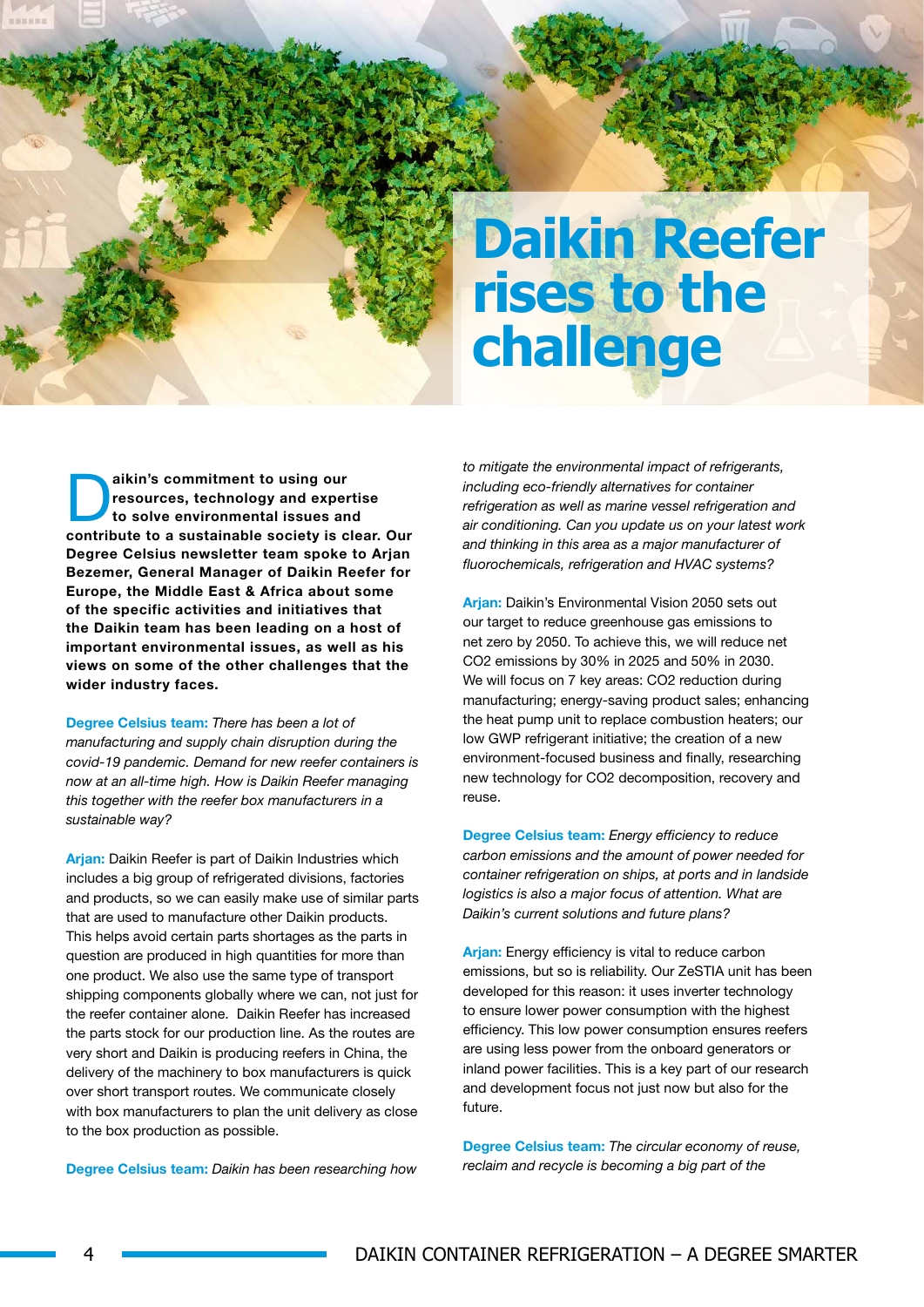# Daikin Reefer rises to the challenge

**Daikin's commitment to using our resources, technology and expertise to solve environmental issues and contribute to a sustainable society is clear. Our Degree Celsius newsletter team spoke to Arjan Bezemer, General Manager of Daikin Reefer for Europe, the Middle East & Africa about some of the specific activities and initiatives that the Daikin team has been leading on a host of important environmental issues, as well as his views on some of the other challenges that the wider industry faces.**

**Degree Celsius team:** *There has been a lot of manufacturing and supply chain disruption during the covid-19 pandemic. Demand for new reefer containers is now at an all-time high. How is Daikin Reefer managing this together with the reefer box manufacturers in a sustainable way?*

**Arjan:** Daikin Reefer is part of Daikin Industries which includes a big group of refrigerated divisions, factories and products, so we can easily make use of similar parts that are used to manufacture other Daikin products. This helps avoid certain parts shortages as the parts in question are produced in high quantities for more than one product. We also use the same type of transport shipping components globally where we can, not just for the reefer container alone. Daikin Reefer has increased the parts stock for our production line. As the routes are very short and Daikin is producing reefers in China, the delivery of the machinery to box manufacturers is quick over short transport routes. We communicate closely with box manufacturers to plan the unit delivery as close to the box production as possible.

**Degree Celsius team:** *Daikin has been researching how to mitigate the environmental impact of refrigerants, including eco-friendly alternatives for container refrigeration as well as marine vessel refrigeration and air conditioning. Can you update us on your latest work and thinking in this area as a major manufacturer of fluorochemicals, refrigeration and HVAC systems?*

**Arjan:** Daikin's Environmental Vision 2050 sets out our target to reduce greenhouse gas emissions to net zero by 2050. To achieve this, we will reduce net $CO_2$ emissions by 30% in 2025 and 50% in 2030. We will focus on 7 key areas: $CO_2$ reduction during manufacturing; energy-saving product sales; enhancing the heat pump unit to replace combustion heaters; our low GWP refrigerant initiative; the creation of a new environment-focused business and finally, researching new technology for $CO_2$ decomposition, recovery and reuse.

**Degree Celsius team:** *Energy efficiency to reduce carbon emissions and the amount of power needed for container refrigeration on ships, at ports and in landside logistics is also a major focus of attention. What are Daikin's current solutions and future plans?*

**Arjan:** Energy efficiency is vital to reduce carbon emissions, but so is reliability. Our ZeSTIA unit has been developed for this reason: it uses inverter technology to ensure lower power consumption with the highest efficiency. This low power consumption ensures reefers are using less power from the onboard generators or inland power facilities. This is a key part of our research and development focus not just now but also for the future.

**Degree Celsius team:** *The circular economy of reuse, reclaim and recycle is becoming a big part of the*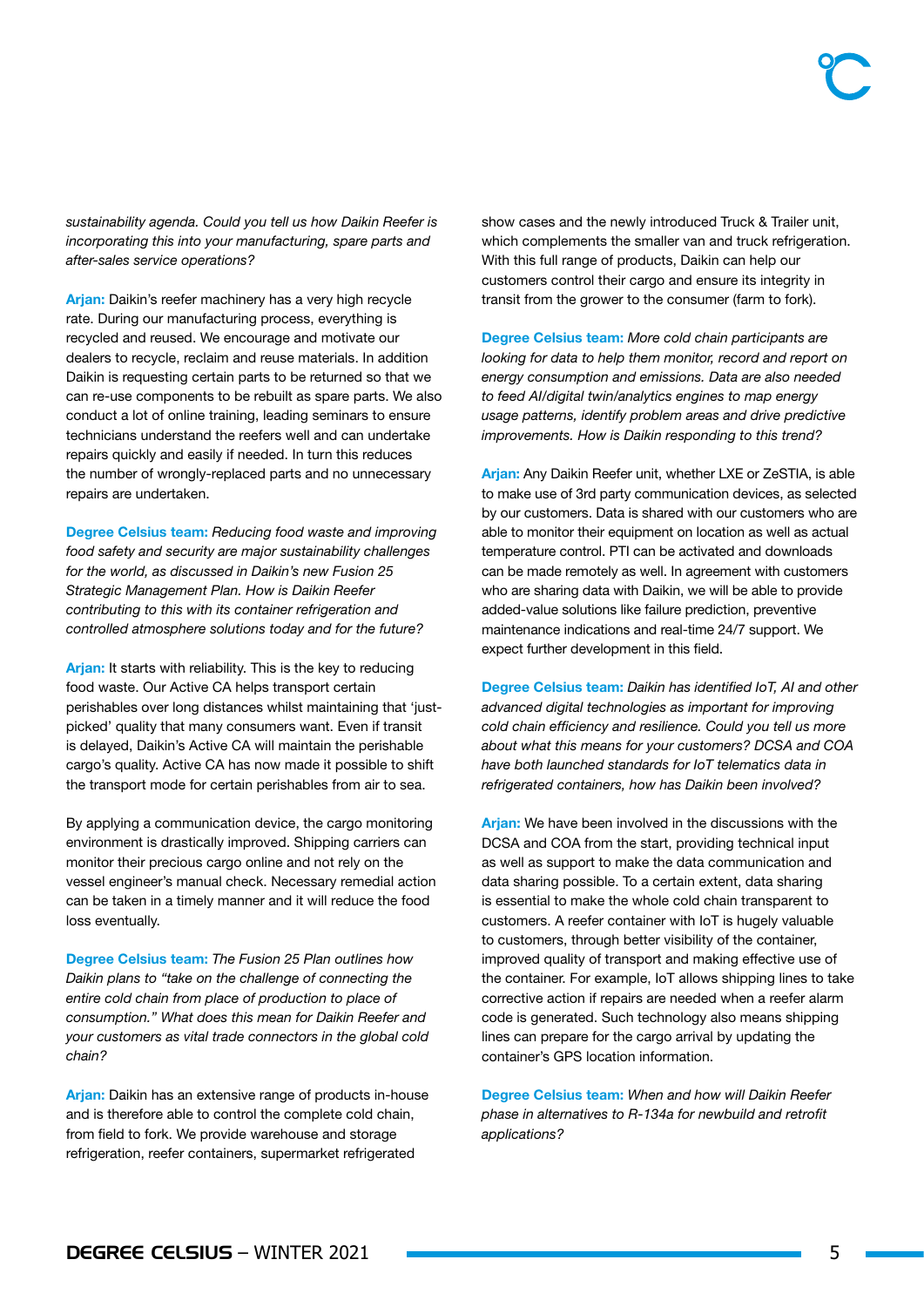*sustainability agenda. Could you tell us how Daikin Reefer is incorporating this into your manufacturing, spare parts and after-sales service operations?*

**Arjan:** Daikin's reefer machinery has a very high recycle rate. During our manufacturing process, everything is recycled and reused. We encourage and motivate our dealers to recycle, reclaim and reuse materials. In addition Daikin is requesting certain parts to be returned so that we can re-use components to be rebuilt as spare parts. We also conduct a lot of online training, leading seminars to ensure technicians understand the reefers well and can undertake repairs quickly and easily if needed. In turn this reduces the number of wrongly-replaced parts and no unnecessary repairs are undertaken.

**Degree Celsius team:** *Reducing food waste and improving food safety and security are major sustainability challenges for the world, as discussed in Daikin's new Fusion 25 Strategic Management Plan. How is Daikin Reefer contributing to this with its container refrigeration and controlled atmosphere solutions today and for the future?*

**Arjan:** It starts with reliability. This is the key to reducing food waste. Our Active CA helps transport certain perishables over long distances whilst maintaining that 'just-picked' quality that many consumers want. Even if transit is delayed, Daikin's Active CA will maintain the perishable cargo's quality. Active CA has now made it possible to shift the transport mode for certain perishables from air to sea.

By applying a communication device, the cargo monitoring environment is drastically improved. Shipping carriers can monitor their precious cargo online and not rely on the vessel engineer's manual check. Necessary remedial action can be taken in a timely manner and it will reduce the food loss eventually.

**Degree Celsius team:** *The Fusion 25 Plan outlines how Daikin plans to "take on the challenge of connecting the entire cold chain from place of production to place of consumption." What does this mean for Daikin Reefer and your customers as vital trade connectors in the global cold chain?*

**Arjan:** Daikin has an extensive range of products in-house and is therefore able to control the complete cold chain, from field to fork. We provide warehouse and storage refrigeration, reefer containers, supermarket refrigerated show cases and the newly introduced Truck & Trailer unit, which complements the smaller van and truck refrigeration. With this full range of products, Daikin can help our customers control their cargo and ensure its integrity in transit from the grower to the consumer (farm to fork).

**Degree Celsius team:** *More cold chain participants are looking for data to help them monitor, record and report on energy consumption and emissions. Data are also needed to feed AI/digital twin/analytics engines to map energy usage patterns, identify problem areas and drive predictive improvements. How is Daikin responding to this trend?*

**Arjan:** Any Daikin Reefer unit, whether LXE or ZeSTIA, is able to make use of 3rd party communication devices, as selected by our customers. Data is shared with our customers who are able to monitor their equipment on location as well as actual temperature control. PTI can be activated and downloads can be made remotely as well. In agreement with customers who are sharing data with Daikin, we will be able to provide added-value solutions like failure prediction, preventive maintenance indications and real-time 24/7 support. We expect further development in this field.

**Degree Celsius team:** *Daikin has identified IoT, AI and other advanced digital technologies as important for improving cold chain efficiency and resilience. Could you tell us more about what this means for your customers? DCSA and COA have both launched standards for IoT telematics data in refrigerated containers, how has Daikin been involved?*

**Arjan:** We have been involved in the discussions with the DCSA and COA from the start, providing technical input as well as support to make the data communication and data sharing possible. To a certain extent, data sharing is essential to make the whole cold chain transparent to customers. A reefer container with IoT is hugely valuable to customers, through better visibility of the container, improved quality of transport and making effective use of the container. For example, IoT allows shipping lines to take corrective action if repairs are needed when a reefer alarm code is generated. Such technology also means shipping lines can prepare for the cargo arrival by updating the container's GPS location information.

**Degree Celsius team:** *When and how will Daikin Reefer phase in alternatives to R-134a for newbuild and retrofit applications?*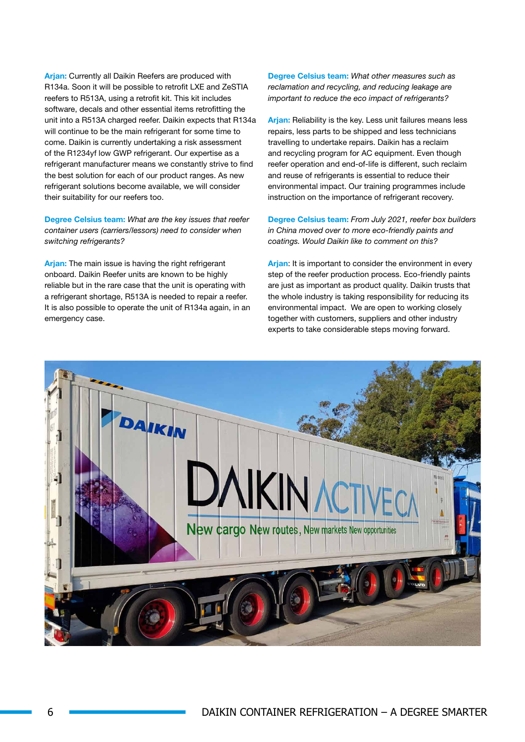**Arjan:** Currently all Daikin Reefers are produced with R134a. Soon it will be possible to retrofit LXE and ZeSTIA reefers to R513A, using a retrofit kit. This kit includes software, decals and other essential items retrofitting the unit into a R513A charged reefer. Daikin expects that R134a will continue to be the main refrigerant for some time to come. Daikin is currently undertaking a risk assessment of the R1234yf low GWP refrigerant. Our expertise as a refrigerant manufacturer means we constantly strive to find the best solution for each of our product ranges. As new refrigerant solutions become available, we will consider their suitability for our reefers too.

**Degree Celsius team:** *What are the key issues that reefer container users (carriers/lessors) need to consider when switching refrigerants?*

**Arjan:** The main issue is having the right refrigerant onboard. Daikin Reefer units are known to be highly reliable but in the rare case that the unit is operating with a refrigerant shortage, R513A is needed to repair a reefer. It is also possible to operate the unit of R134a again, in an emergency case.

**Degree Celsius team:** *What other measures such as reclamation and recycling, and reducing leakage are important to reduce the eco impact of refrigerants?*

**Arjan:** Reliability is the key. Less unit failures means less repairs, less parts to be shipped and less technicians travelling to undertake repairs. Daikin has a reclaim and recycling program for AC equipment. Even though reefer operation and end-of-life is different, such reclaim and reuse of refrigerants is essential to reduce their environmental impact. Our training programmes include instruction on the importance of refrigerant recovery.

**Degree Celsius team:** *From July 2021, reefer box builders in China moved over to more eco-friendly paints and coatings. Would Daikin like to comment on this?*

**Arjan**: It is important to consider the environment in every step of the reefer production process. Eco-friendly paints are just as important as product quality. Daikin trusts that the whole industry is taking responsibility for reducing its environmental impact. We are open to working closely together with customers, suppliers and other industry experts to take considerable steps moving forward.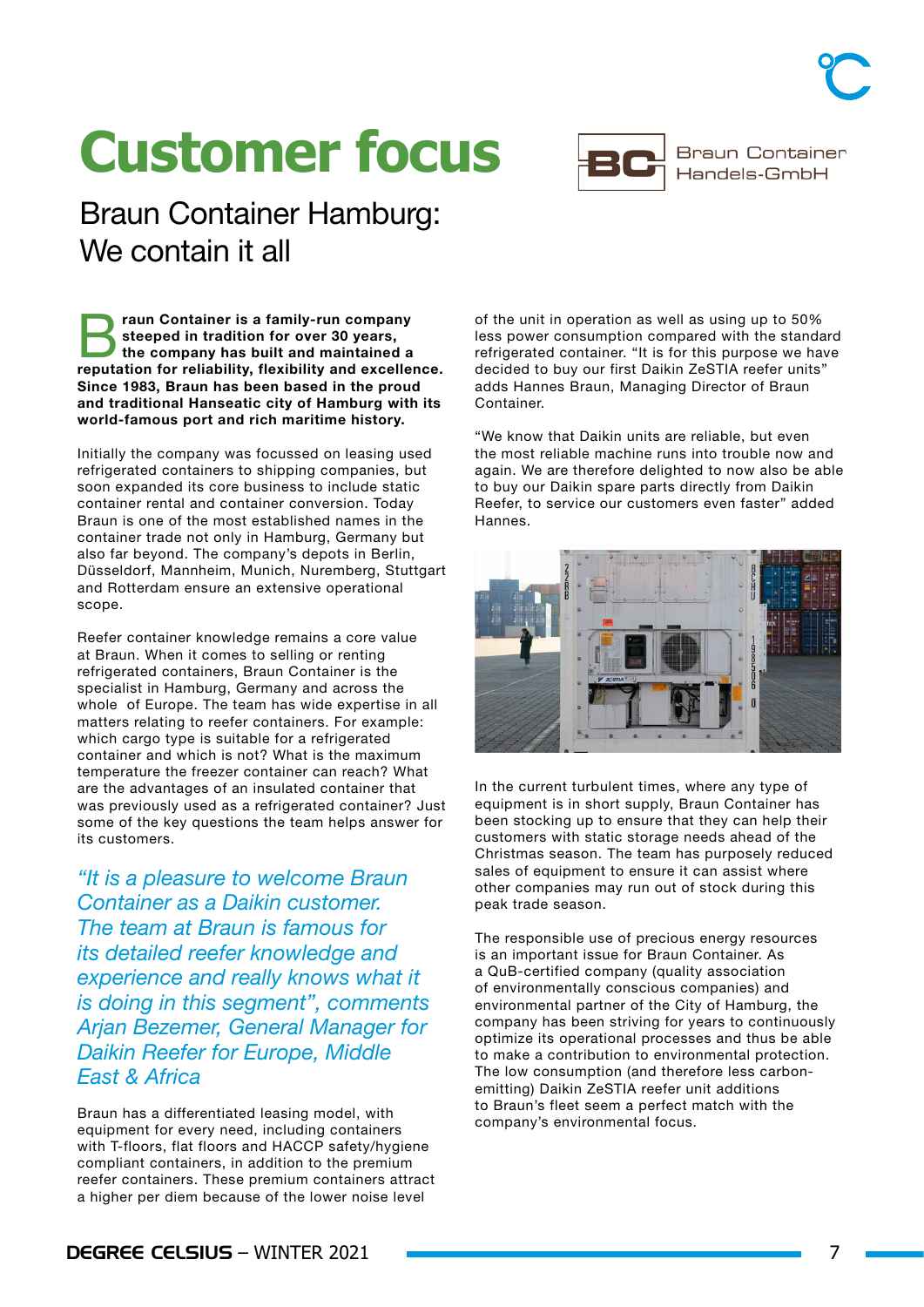# Customer focus

## Braun Container Hamburg: We contain it all

Braun Container Handels-GmbH

**Braun Container is a family-run company steeped in tradition for over 30 years, the company has built and maintained a reputation for reliability, flexibility and excellence. Since 1983, Braun has been based in the proud and traditional Hanseatic city of Hamburg with its world-famous port and rich maritime history.**

Initially the company was focussed on leasing used refrigerated containers to shipping companies, but soon expanded its core business to include static container rental and container conversion. Today Braun is one of the most established names in the container trade not only in Hamburg, Germany but also far beyond. The company's depots in Berlin, Düsseldorf, Mannheim, Munich, Nuremberg, Stuttgart and Rotterdam ensure an extensive operational scope.

Reefer container knowledge remains a core value at Braun. When it comes to selling or renting refrigerated containers, Braun Container is the specialist in Hamburg, Germany and across the whole of Europe. The team has wide expertise in all matters relating to reefer containers. For example: which cargo type is suitable for a refrigerated container and which is not? What is the maximum temperature the freezer container can reach? What are the advantages of an insulated container that was previously used as a refrigerated container? Just some of the key questions the team helps answer for its customers.

*"It is a pleasure to welcome Braun Container as a Daikin customer. The team at Braun is famous for its detailed reefer knowledge and experience and really knows what it is doing in this segment", comments Arjan Bezemer, General Manager for Daikin Reefer for Europe, Middle East & Africa*

Braun has a differentiated leasing model, with equipment for every need, including containers with T-floors, flat floors and HACCP safety/hygiene compliant containers, in addition to the premium reefer containers. These premium containers attract a higher per diem because of the lower noise level of the unit in operation as well as using up to 50% less power consumption compared with the standard refrigerated container. "It is for this purpose we have decided to buy our first Daikin ZeSTIA reefer units" adds Hannes Braun, Managing Director of Braun Container.

"We know that Daikin units are reliable, but even the most reliable machine runs into trouble now and again. We are therefore delighted to now also be able to buy our Daikin spare parts directly from Daikin Reefer, to service our customers even faster" added Hannes.

In the current turbulent times, where any type of equipment is in short supply, Braun Container has been stocking up to ensure that they can help their customers with static storage needs ahead of the Christmas season. The team has purposely reduced sales of equipment to ensure it can assist where other companies may run out of stock during this peak trade season.

The responsible use of precious energy resources is an important issue for Braun Container. As a QuB-certified company (quality association of environmentally conscious companies) and environmental partner of the City of Hamburg, the company has been striving for years to continuously optimize its operational processes and thus be able to make a contribution to environmental protection. The low consumption (and therefore less carbon-emitting) Daikin ZeSTIA reefer unit additions to Braun's fleet seem a perfect match with the company's environmental focus.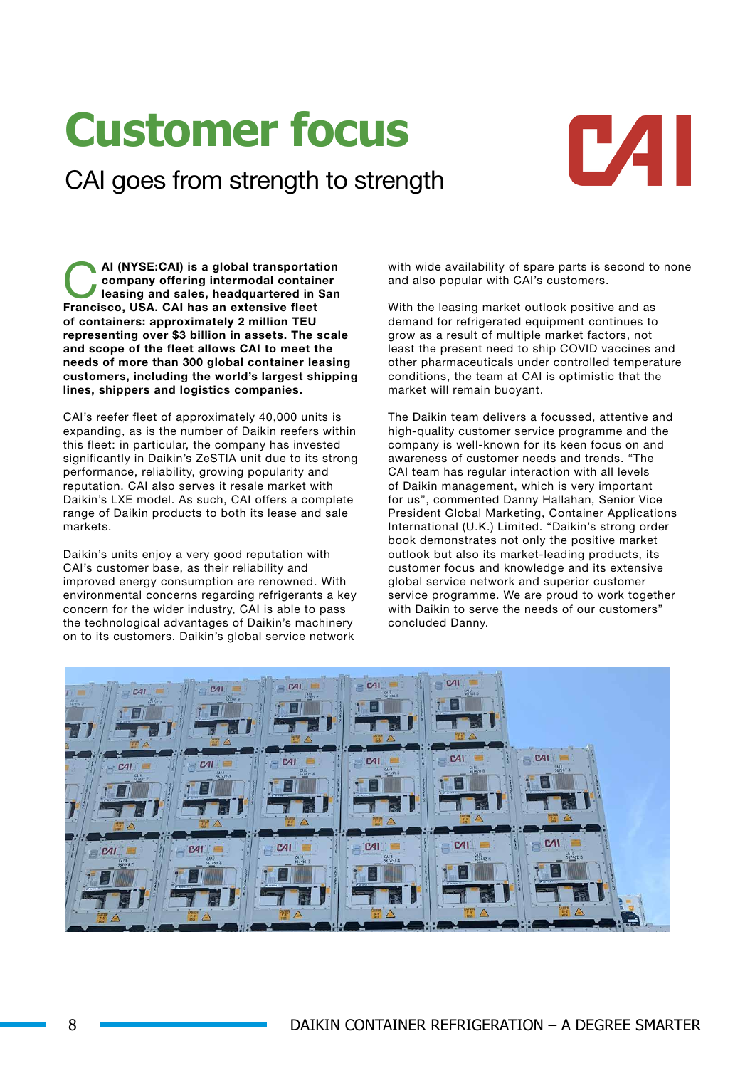# Customer focus

CAI goes from strength to strength

**CAI (NYSE:CAI) is a global transportation company offering intermodal container leasing and sales, headquartered in San Francisco, USA. CAI has an extensive fleet of containers: approximately 2 million TEU representing over $3 billion in assets. The scale and scope of the fleet allows CAI to meet the needs of more than 300 global container leasing customers, including the world's largest shipping lines, shippers and logistics companies.**

CAI's reefer fleet of approximately 40,000 units is expanding, as is the number of Daikin reefers within this fleet: in particular, the company has invested significantly in Daikin's ZeSTIA unit due to its strong performance, reliability, growing popularity and reputation. CAI also serves it resale market with Daikin's LXE model. As such, CAI offers a complete range of Daikin products to both its lease and sale markets.

Daikin's units enjoy a very good reputation with CAI's customer base, as their reliability and improved energy consumption are renowned. With environmental concerns regarding refrigerants a key concern for the wider industry, CAI is able to pass the technological advantages of Daikin's machinery on to its customers. Daikin's global service network with wide availability of spare parts is second to none and also popular with CAI's customers.

With the leasing market outlook positive and as demand for refrigerated equipment continues to grow as a result of multiple market factors, not least the present need to ship COVID vaccines and other pharmaceuticals under controlled temperature conditions, the team at CAI is optimistic that the market will remain buoyant.

The Daikin team delivers a focussed, attentive and high-quality customer service programme and the company is well-known for its keen focus on and awareness of customer needs and trends. "The CAI team has regular interaction with all levels of Daikin management, which is very important for us", commented Danny Hallahan, Senior Vice President Global Marketing, Container Applications International (U.K.) Limited. "Daikin's strong order book demonstrates not only the positive market outlook but also its market-leading products, its customer focus and knowledge and its extensive global service network and superior customer service programme. We are proud to work together with Daikin to serve the needs of our customers" concluded Danny.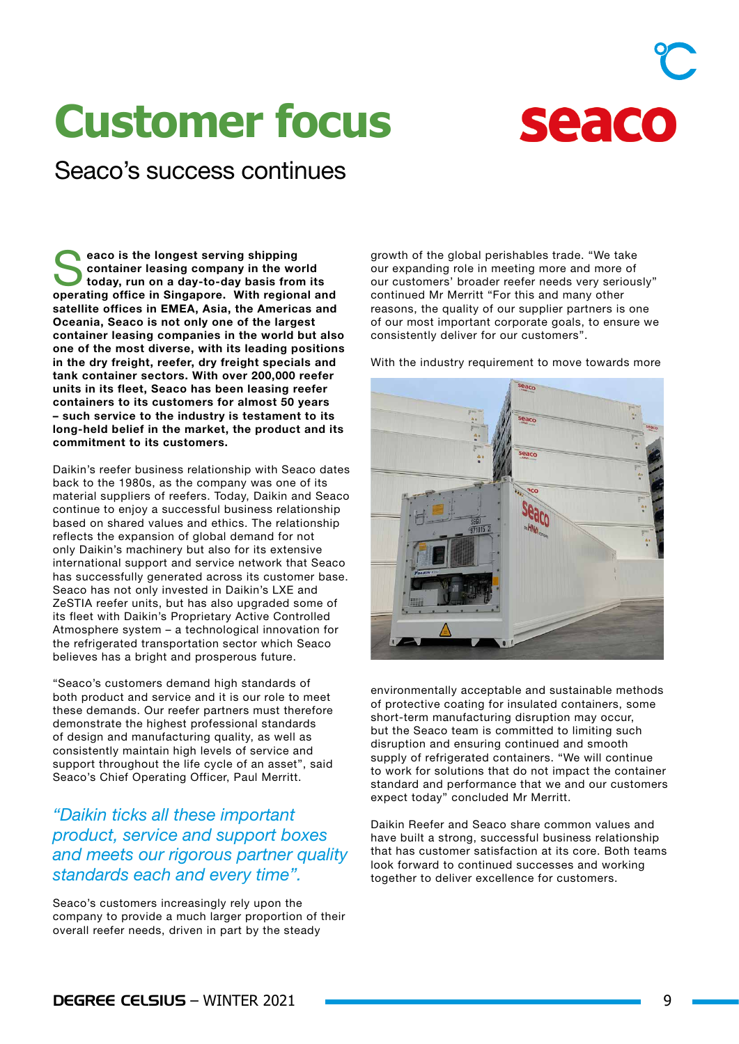# Customer focus

## Seaco's success continues

**Seaco is the longest serving shipping container leasing company in the world today, run on a day-to-day basis from its operating office in Singapore. With regional and satellite offices in EMEA, Asia, the Americas and Oceania, Seaco is not only one of the largest container leasing companies in the world but also one of the most diverse, with its leading positions in the dry freight, reefer, dry freight specials and tank container sectors. With over 200,000 reefer units in its fleet, Seaco has been leasing reefer containers to its customers for almost 50 years – such service to the industry is testament to its long-held belief in the market, the product and its commitment to its customers.**

Daikin's reefer business relationship with Seaco dates back to the 1980s, as the company was one of its material suppliers of reefers. Today, Daikin and Seaco continue to enjoy a successful business relationship based on shared values and ethics. The relationship reflects the expansion of global demand for not only Daikin's machinery but also for its extensive international support and service network that Seaco has successfully generated across its customer base. Seaco has not only invested in Daikin's LXE and ZeSTIA reefer units, but has also upgraded some of its fleet with Daikin's Proprietary Active Controlled Atmosphere system – a technological innovation for the refrigerated transportation sector which Seaco believes has a bright and prosperous future.

"Seaco's customers demand high standards of both product and service and it is our role to meet these demands. Our reefer partners must therefore demonstrate the highest professional standards of design and manufacturing quality, as well as consistently maintain high levels of service and support throughout the life cycle of an asset", said Seaco's Chief Operating Officer, Paul Merritt.

*"Daikin ticks all these important product, service and support boxes and meets our rigorous partner quality standards each and every time".*

Seaco's customers increasingly rely upon the company to provide a much larger proportion of their overall reefer needs, driven in part by the steady growth of the global perishables trade. "We take our expanding role in meeting more and more of our customers' broader reefer needs very seriously" continued Mr Merritt "For this and many other reasons, the quality of our supplier partners is one of our most important corporate goals, to ensure we consistently deliver for our customers".

With the industry requirement to move towards more environmentally acceptable and sustainable methods of protective coating for insulated containers, some short-term manufacturing disruption may occur, but the Seaco team is committed to limiting such disruption and ensuring continued and smooth supply of refrigerated containers. "We will continue to work for solutions that do not impact the container standard and performance that we and our customers expect today" concluded Mr Merritt.

Daikin Reefer and Seaco share common values and have built a strong, successful business relationship that has customer satisfaction at its core. Both teams look forward to continued successes and working together to deliver excellence for customers.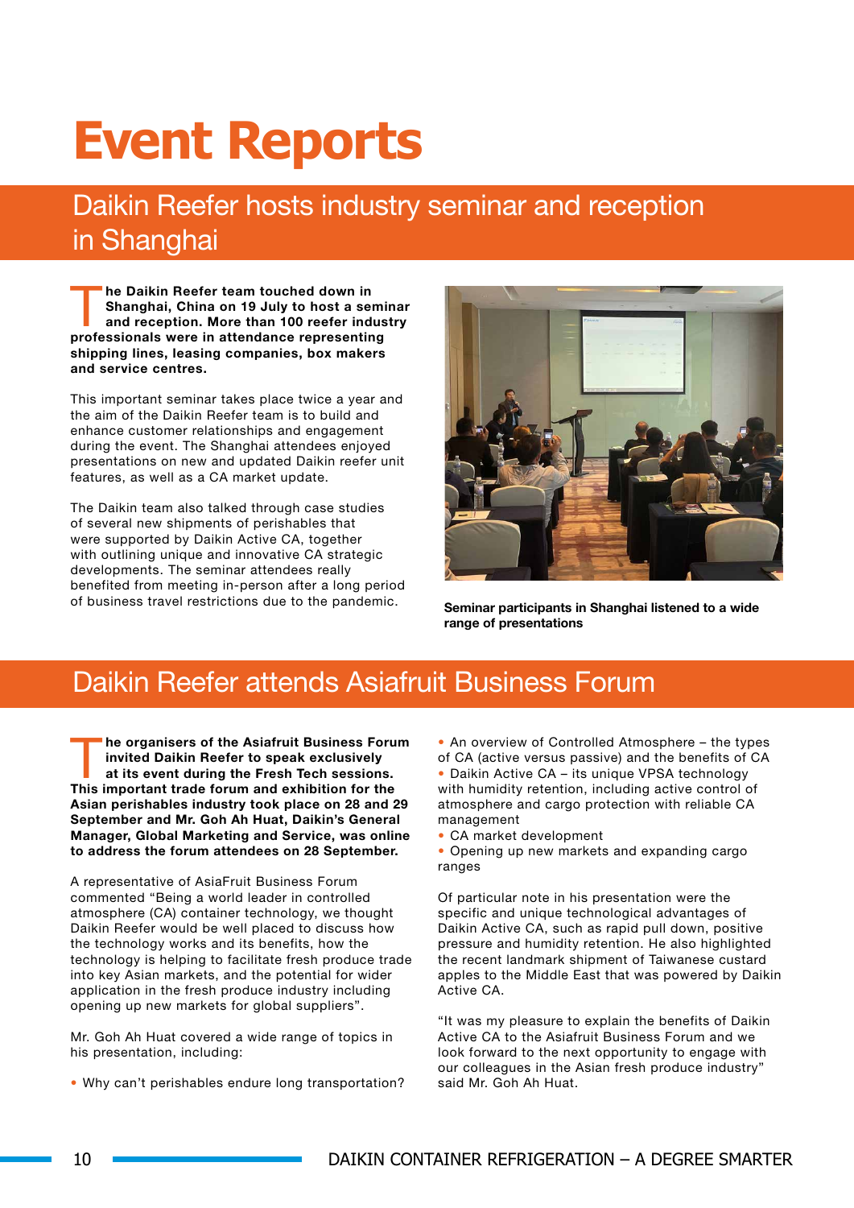# Event Reports

## Daikin Reefer hosts industry seminar and reception in Shanghai

**The Daikin Reefer team touched down in Shanghai, China on 19 July to host a seminar and reception. More than 100 reefer industry professionals were in attendance representing shipping lines, leasing companies, box makers and service centres.**

This important seminar takes place twice a year and the aim of the Daikin Reefer team is to build and enhance customer relationships and engagement during the event. The Shanghai attendees enjoyed presentations on new and updated Daikin reefer unit features, as well as a CA market update.

The Daikin team also talked through case studies of several new shipments of perishables that were supported by Daikin Active CA, together with outlining unique and innovative CA strategic developments. The seminar attendees really benefited from meeting in-person after a long period of business travel restrictions due to the pandemic.

**Seminar participants in Shanghai listened to a wide range of presentations**

## Daikin Reefer attends Asiafruit Business Forum

**The organisers of the Asiafruit Business Forum invited Daikin Reefer to speak exclusively at its event during the Fresh Tech sessions. This important trade forum and exhibition for the Asian perishables industry took place on 28 and 29 September and Mr. Goh Ah Huat, Daikin's General Manager, Global Marketing and Service, was online to address the forum attendees on 28 September.**

A representative of AsiaFruit Business Forum commented "Being a world leader in controlled atmosphere (CA) container technology, we thought Daikin Reefer would be well placed to discuss how the technology works and its benefits, how the technology is helping to facilitate fresh produce trade into key Asian markets, and the potential for wider application in the fresh produce industry including opening up new markets for global suppliers".

Mr. Goh Ah Huat covered a wide range of topics in his presentation, including:

- Why can't perishables endure long transportation?
- An overview of Controlled Atmosphere – the types of CA (active versus passive) and the benefits of CA
- Daikin Active CA – its unique VPSA technology with humidity retention, including active control of atmosphere and cargo protection with reliable CA management
- CA market development
- Opening up new markets and expanding cargo ranges

Of particular note in his presentation were the specific and unique technological advantages of Daikin Active CA, such as rapid pull down, positive pressure and humidity retention. He also highlighted the recent landmark shipment of Taiwanese custard apples to the Middle East that was powered by Daikin Active CA.

"It was my pleasure to explain the benefits of Daikin Active CA to the Asiafruit Business Forum and we look forward to the next opportunity to engage with our colleagues in the Asian fresh produce industry" said Mr. Goh Ah Huat.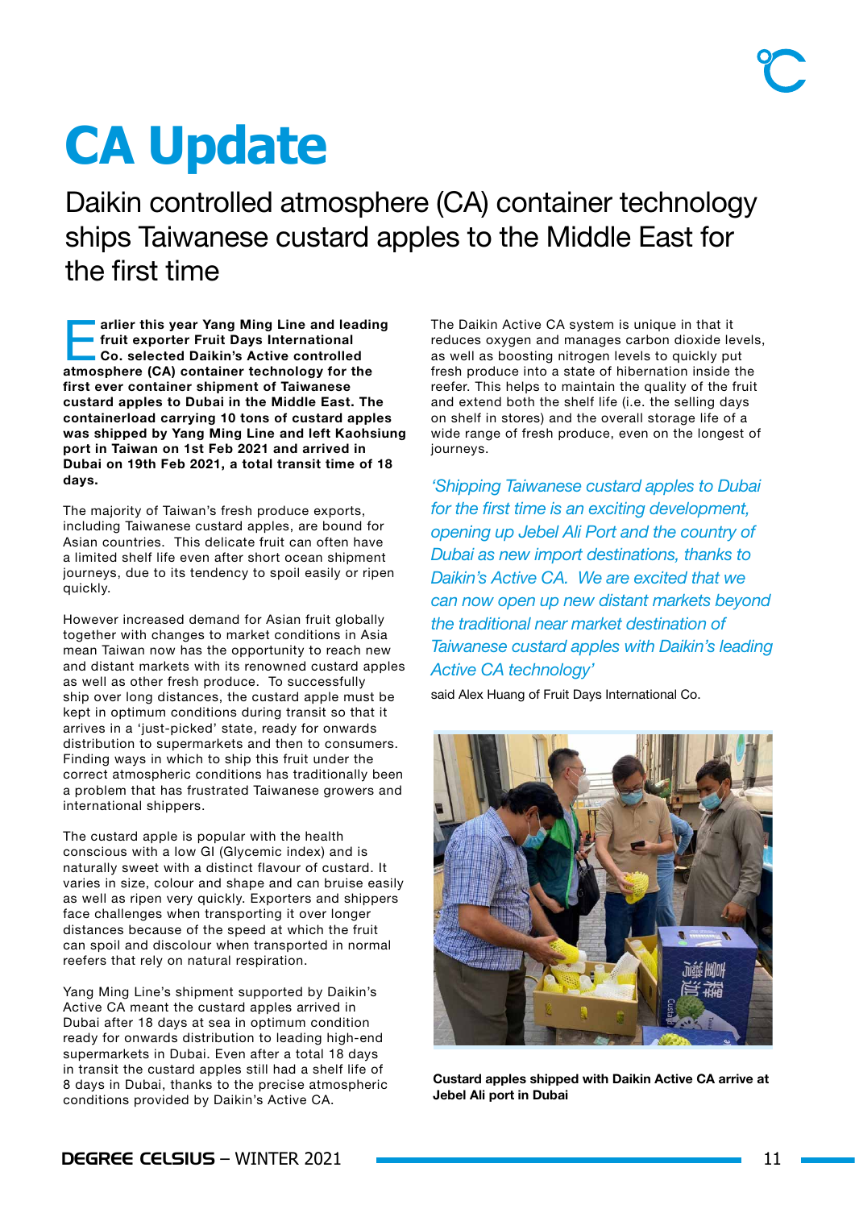# CA Update

## Daikin controlled atmosphere (CA) container technology ships Taiwanese custard apples to the Middle East for the first time

**Earlier this year Yang Ming Line and leading fruit exporter Fruit Days International Co. selected Daikin's Active controlled atmosphere (CA) container technology for the first ever container shipment of Taiwanese custard apples to Dubai in the Middle East. The containerload carrying 10 tons of custard apples was shipped by Yang Ming Line and left Kaohsiung port in Taiwan on 1st Feb 2021 and arrived in Dubai on 19th Feb 2021, a total transit time of 18 days.**

The majority of Taiwan's fresh produce exports, including Taiwanese custard apples, are bound for Asian countries. This delicate fruit can often have a limited shelf life even after short ocean shipment journeys, due to its tendency to spoil easily or ripen quickly.

However increased demand for Asian fruit globally together with changes to market conditions in Asia mean Taiwan now has the opportunity to reach new and distant markets with its renowned custard apples as well as other fresh produce. To successfully ship over long distances, the custard apple must be kept in optimum conditions during transit so that it arrives in a 'just-picked' state, ready for onwards distribution to supermarkets and then to consumers. Finding ways in which to ship this fruit under the correct atmospheric conditions has traditionally been a problem that has frustrated Taiwanese growers and international shippers.

The custard apple is popular with the health conscious with a low GI (Glycemic index) and is naturally sweet with a distinct flavour of custard. It varies in size, colour and shape and can bruise easily as well as ripen very quickly. Exporters and shippers face challenges when transporting it over longer distances because of the speed at which the fruit can spoil and discolour when transported in normal reefers that rely on natural respiration.

Yang Ming Line's shipment supported by Daikin's Active CA meant the custard apples arrived in Dubai after 18 days at sea in optimum condition ready for onwards distribution to leading high-end supermarkets in Dubai. Even after a total 18 days in transit the custard apples still had a shelf life of 8 days in Dubai, thanks to the precise atmospheric conditions provided by Daikin's Active CA.

The Daikin Active CA system is unique in that it reduces oxygen and manages carbon dioxide levels, as well as boosting nitrogen levels to quickly put fresh produce into a state of hibernation inside the reefer. This helps to maintain the quality of the fruit and extend both the shelf life (i.e. the selling days on shelf in stores) and the overall storage life of a wide range of fresh produce, even on the longest of journeys.

*'Shipping Taiwanese custard apples to Dubai for the first time is an exciting development, opening up Jebel Ali Port and the country of Dubai as new import destinations, thanks to Daikin's Active CA. We are excited that we can now open up new distant markets beyond the traditional near market destination of Taiwanese custard apples with Daikin's leading Active CA technology'*

said Alex Huang of Fruit Days International Co.

**Custard apples shipped with Daikin Active CA arrive at Jebel Ali port in Dubai**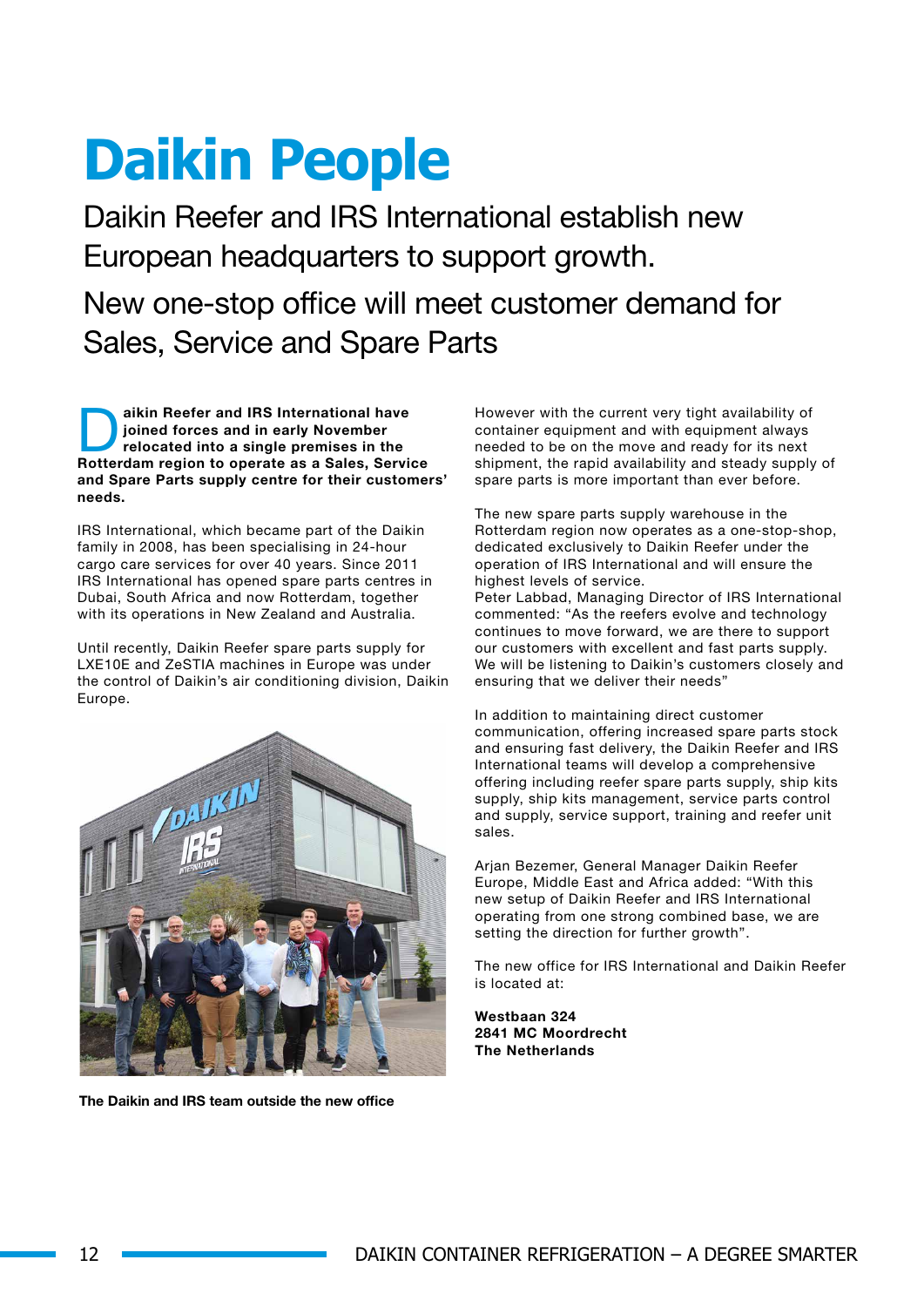# Daikin People

## Daikin Reefer and IRS International establish new European headquarters to support growth.

## New one-stop office will meet customer demand for Sales, Service and Spare Parts

**Daikin Reefer and IRS International have joined forces and in early November relocated into a single premises in the Rotterdam region to operate as a Sales, Service and Spare Parts supply centre for their customers' needs.**

IRS International, which became part of the Daikin family in 2008, has been specialising in 24-hour cargo care services for over 40 years. Since 2011 IRS International has opened spare parts centres in Dubai, South Africa and now Rotterdam, together with its operations in New Zealand and Australia.

Until recently, Daikin Reefer spare parts supply for LXE10E and ZeSTIA machines in Europe was under the control of Daikin's air conditioning division, Daikin Europe.

**The Daikin and IRS team outside the new office**

However with the current very tight availability of container equipment and with equipment always needed to be on the move and ready for its next shipment, the rapid availability and steady supply of spare parts is more important than ever before.

The new spare parts supply warehouse in the Rotterdam region now operates as a one-stop-shop, dedicated exclusively to Daikin Reefer under the operation of IRS International and will ensure the highest levels of service.
Peter Labbad, Managing Director of IRS International commented: "As the reefers evolve and technology continues to move forward, we are there to support our customers with excellent and fast parts supply. We will be listening to Daikin's customers closely and ensuring that we deliver their needs"

In addition to maintaining direct customer communication, offering increased spare parts stock and ensuring fast delivery, the Daikin Reefer and IRS International teams will develop a comprehensive offering including reefer spare parts supply, ship kits supply, ship kits management, service parts control and supply, service support, training and reefer unit sales.

Arjan Bezemer, General Manager Daikin Reefer Europe, Middle East and Africa added: "With this new setup of Daikin Reefer and IRS International operating from one strong combined base, we are setting the direction for further growth".

The new office for IRS International and Daikin Reefer is located at:

**Westbaan 324**
**2841 MC Moordrecht**
**The Netherlands**